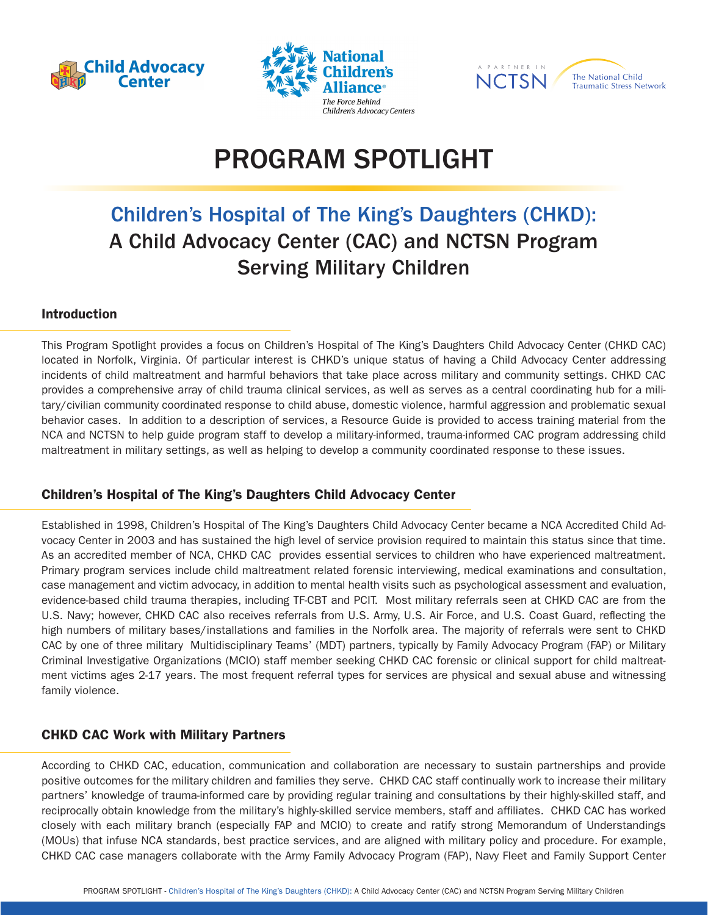# PROGRAM SPOTLIGHT

## Children's Hospital of The King's Daughters (CHKD): A Child Advocacy Center (CAC) and NCTSN Program Serving Military Children

### Introduction

This Program Spotlight provides a focus on Children's Hospital of The King's Daughters Child Advocacy Center (CHKD CAC) located in Norfolk, Virginia. Of particular interest is CHKD's unique status of having a Child Advocacy Center addressing incidents of child maltreatment and harmful behaviors that take place across military and community settings. CHKD CAC provides a comprehensive array of child trauma clinical services, as well as serves as a central coordinating hub for a military/civilian community coordinated response to child abuse, domestic violence, harmful aggression and problematic sexual behavior cases. In addition to a description of services, a Resource Guide is provided to access training material from the NCA and NCTSN to help guide program staff to develop a military-informed, trauma-informed CAC program addressing child maltreatment in military settings, as well as helping to develop a community coordinated response to these issues.

### Children's Hospital of The King's Daughters Child Advocacy Center

Established in 1998, Children's Hospital of The King's Daughters Child Advocacy Center became a NCA Accredited Child Advocacy Center in 2003 and has sustained the high level of service provision required to maintain this status since that time. As an accredited member of NCA, CHKD CAC provides essential services to children who have experienced maltreatment. Primary program services include child maltreatment related forensic interviewing, medical examinations and consultation, case management and victim advocacy, in addition to mental health visits such as psychological assessment and evaluation, evidence-based child trauma therapies, including TF-CBT and PCIT. Most military referrals seen at CHKD CAC are from the U.S. Navy; however, CHKD CAC also receives referrals from U.S. Army, U.S. Air Force, and U.S. Coast Guard, reflecting the high numbers of military bases/installations and families in the Norfolk area. The majority of referrals were sent to CHKD CAC by one of three military Multidisciplinary Teams' (MDT) partners, typically by Family Advocacy Program (FAP) or Military Criminal Investigative Organizations (MCIO) staff member seeking CHKD CAC forensic or clinical support for child maltreatment victims ages 2-17 years. The most frequent referral types for services are physical and sexual abuse and witnessing family violence.

### CHKD CAC Work with Military Partners

According to CHKD CAC, education, communication and collaboration are necessary to sustain partnerships and provide positive outcomes for the military children and families they serve. CHKD CAC staff continually work to increase their military partners' knowledge of trauma-informed care by providing regular training and consultations by their highly-skilled staff, and reciprocally obtain knowledge from the military's highly-skilled service members, staff and affiliates. CHKD CAC has worked closely with each military branch (especially FAP and MCIO) to create and ratify strong Memorandum of Understandings (MOUs) that infuse NCA standards, best practice services, and are aligned with military policy and procedure. For example, CHKD CAC case managers collaborate with the Army Family Advocacy Program (FAP), Navy Fleet and Family Support Center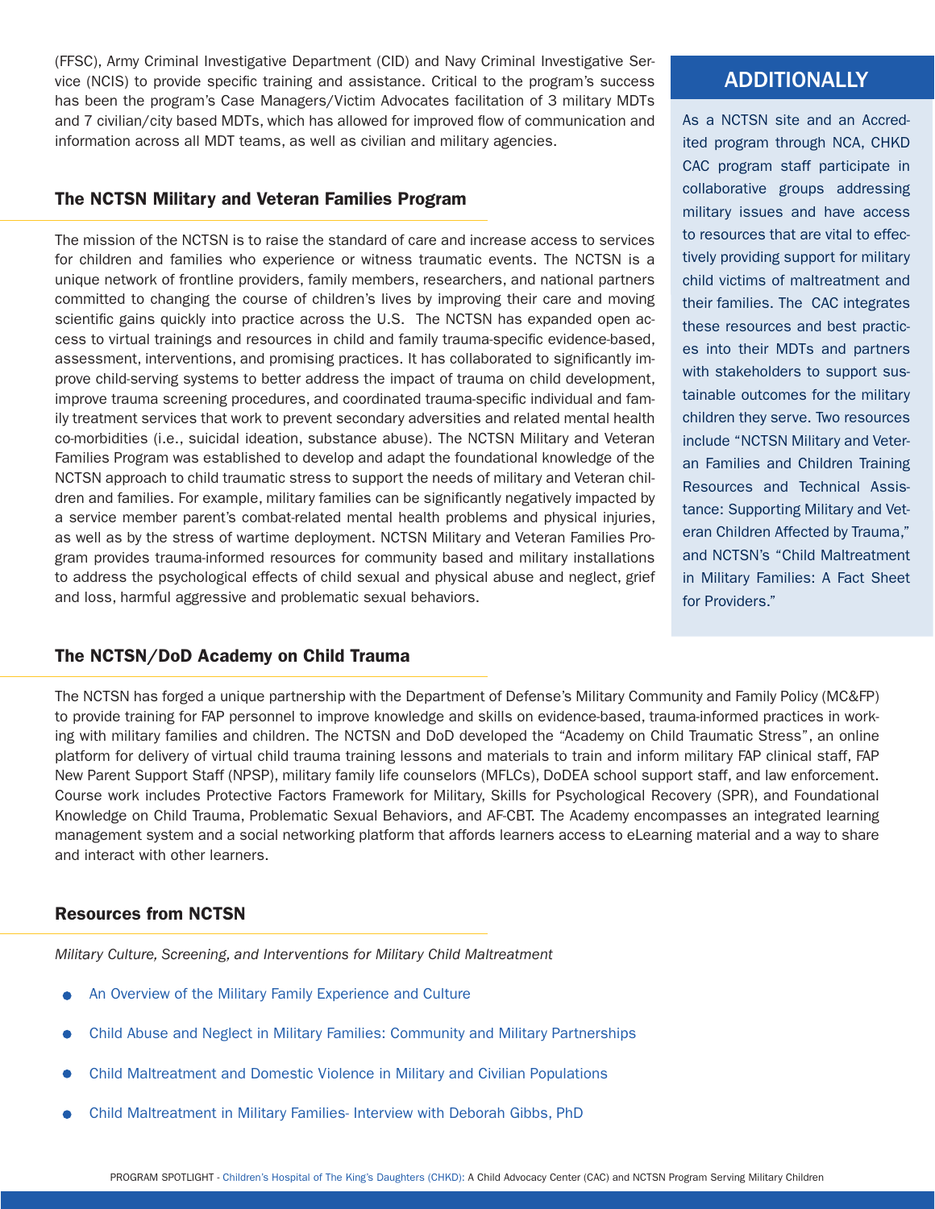(FFSC), Army Criminal Investigative Department (CID) and Navy Criminal Investigative Service (NCIS) to provide specific training and assistance. Critical to the program's success has been the program's Case Managers/Victim Advocates facilitation of 3 military MDTs and 7 civilian/city based MDTs, which has allowed for improved flow of communication and information across all MDT teams, as well as civilian and military agencies.

## The NCTSN Military and Veteran Families Program

The mission of the NCTSN is to raise the standard of care and increase access to services for children and families who experience or witness traumatic events. The NCTSN is a unique network of frontline providers, family members, researchers, and national partners committed to changing the course of children's lives by improving their care and moving scientific gains quickly into practice across the U.S. The NCTSN has expanded open access to virtual trainings and resources in child and family trauma-specific evidence-based, assessment, interventions, and promising practices. It has collaborated to significantly improve child-serving systems to better address the impact of trauma on child development, improve trauma screening procedures, and coordinated trauma-specific individual and family treatment services that work to prevent secondary adversities and related mental health co-morbidities (i.e., suicidal ideation, substance abuse). The NCTSN Military and Veteran Families Program was established to develop and adapt the foundational knowledge of the NCTSN approach to child traumatic stress to support the needs of military and Veteran children and families. For example, military families can be significantly negatively impacted by a service member parent's combat-related mental health problems and physical injuries, as well as by the stress of wartime deployment. NCTSN Military and Veteran Families Program provides trauma-informed resources for community based and military installations to address the psychological effects of child sexual and physical abuse and neglect, grief and loss, harmful aggressive and problematic sexual behaviors.

## ADDITIONALLY

As a NCTSN site and an Accredited program through NCA, CHKD CAC program staff participate in collaborative groups addressing military issues and have access to resources that are vital to effectively providing support for military child victims of maltreatment and their families. The CAC integrates these resources and best practices into their MDTs and partners with stakeholders to support sustainable outcomes for the military children they serve. Two resources include "NCTSN Military and Veteran Families and Children Training Resources and Technical Assistance: Supporting Military and Veteran Children Affected by Trauma," and NCTSN's "Child Maltreatment in Military Families: A Fact Sheet for Providers."

## The NCTSN/DoD Academy on Child Trauma

The NCTSN has forged a unique partnership with the Department of Defense's Military Community and Family Policy (MC&FP) to provide training for FAP personnel to improve knowledge and skills on evidence-based, trauma-informed practices in working with military families and children. The NCTSN and DoD developed the "Academy on Child Traumatic Stress", an online platform for delivery of virtual child trauma training lessons and materials to train and inform military FAP clinical staff, FAP New Parent Support Staff (NPSP), military family life counselors (MFLCs), DoDEA school support staff, and law enforcement. Course work includes Protective Factors Framework for Military, Skills for Psychological Recovery (SPR), and Foundational Knowledge on Child Trauma, Problematic Sexual Behaviors, and AF-CBT. The Academy encompasses an integrated learning management system and a social networking platform that affords learners access to eLearning material and a way to share and interact with other learners.

## Resources from NCTSN

*Military Culture, Screening, and Interventions for Military Child Maltreatment*

- An Overview of the Military Family Experience and Culture
- Child Abuse and Neglect in Military Families: Community and Military Partnerships
- Child Maltreatment and Domestic Violence in Military and Civilian Populations
- Child Maltreatment in Military Families- Interview with Deborah Gibbs, PhD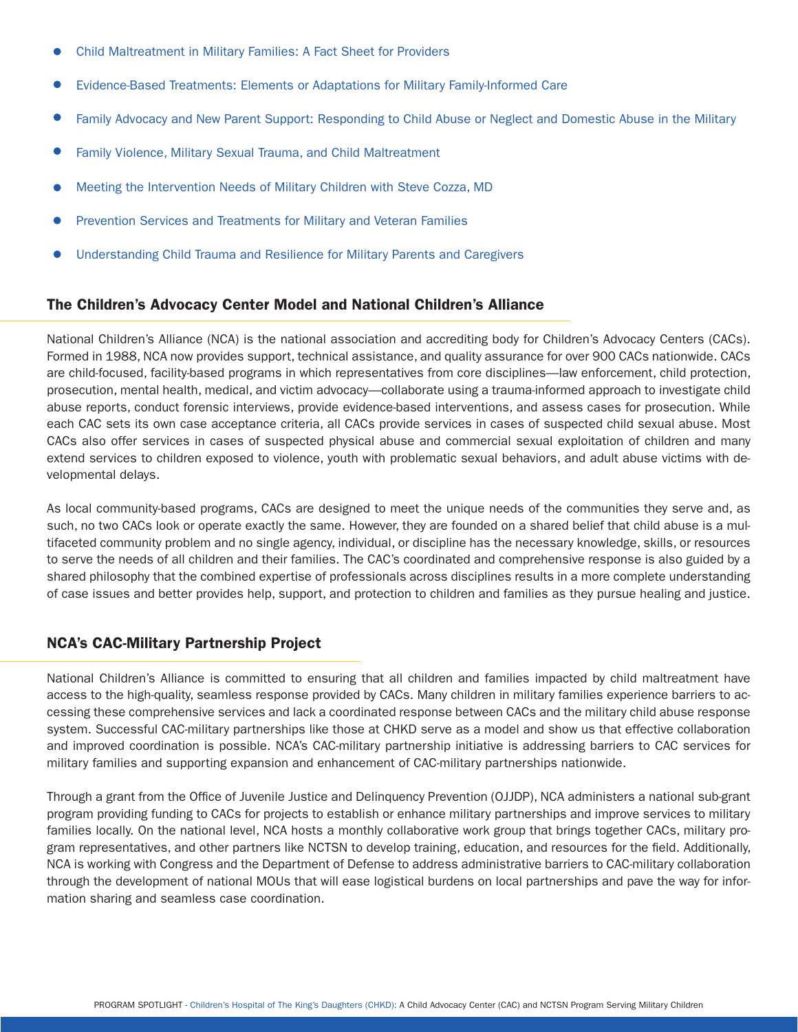- Child Maltreatment in Military Families: A Fact Sheet for Providers
- Evidence-Based Treatments: Elements or Adaptations for Military Family-Informed Care
- Family Advocacy and New Parent Support: Responding to Child Abuse or Neglect and Domestic Abuse in the Military
- Family Violence, Military Sexual Trauma, and Child Maltreatment
- Meeting the Intervention Needs of Military Children with Steve Cozza, MD
- Prevention Services and Treatments for Military and Veteran Families
- Understanding Child Trauma and Resilience for Military Parents and Caregivers

## The Children's Advocacy Center Model and National Children's Alliance

National Children's Alliance (NCA) is the national association and accrediting body for Children's Advocacy Centers (CACs). Formed in 1988, NCA now provides support, technical assistance, and quality assurance for over 900 CACs nationwide. CACs are child-focused, facility-based programs in which representatives from core disciplines—law enforcement, child protection, prosecution, mental health, medical, and victim advocacy—collaborate using a trauma-informed approach to investigate child abuse reports, conduct forensic interviews, provide evidence-based interventions, and assess cases for prosecution. While each CAC sets its own case acceptance criteria, all CACs provide services in cases of suspected child sexual abuse. Most CACs also offer services in cases of suspected physical abuse and commercial sexual exploitation of children and many extend services to children exposed to violence, youth with problematic sexual behaviors, and adult abuse victims with developmental delays.

As local community-based programs, CACs are designed to meet the unique needs of the communities they serve and, as such, no two CACs look or operate exactly the same. However, they are founded on a shared belief that child abuse is a multifaceted community problem and no single agency, individual, or discipline has the necessary knowledge, skills, or resources to serve the needs of all children and their families. The CAC's coordinated and comprehensive response is also guided by a shared philosophy that the combined expertise of professionals across disciplines results in a more complete understanding of case issues and better provides help, support, and protection to children and families as they pursue healing and justice.

## NCA's CAC-Military Partnership Project

National Children's Alliance is committed to ensuring that all children and families impacted by child maltreatment have access to the high-quality, seamless response provided by CACs. Many children in military families experience barriers to accessing these comprehensive services and lack a coordinated response between CACs and the military child abuse response system. Successful CAC-military partnerships like those at CHKD serve as a model and show us that effective collaboration and improved coordination is possible. NCA's CAC-military partnership initiative is addressing barriers to CAC services for military families and supporting expansion and enhancement of CAC-military partnerships nationwide.

Through a grant from the Office of Juvenile Justice and Delinquency Prevention (OJJDP), NCA administers a national sub-grant program providing funding to CACs for projects to establish or enhance military partnerships and improve services to military families locally. On the national level, NCA hosts a monthly collaborative work group that brings together CACs, military program representatives, and other partners like NCTSN to develop training, education, and resources for the field. Additionally, NCA is working with Congress and the Department of Defense to address administrative barriers to CAC-military collaboration through the development of national MOUs that will ease logistical burdens on local partnerships and pave the way for information sharing and seamless case coordination.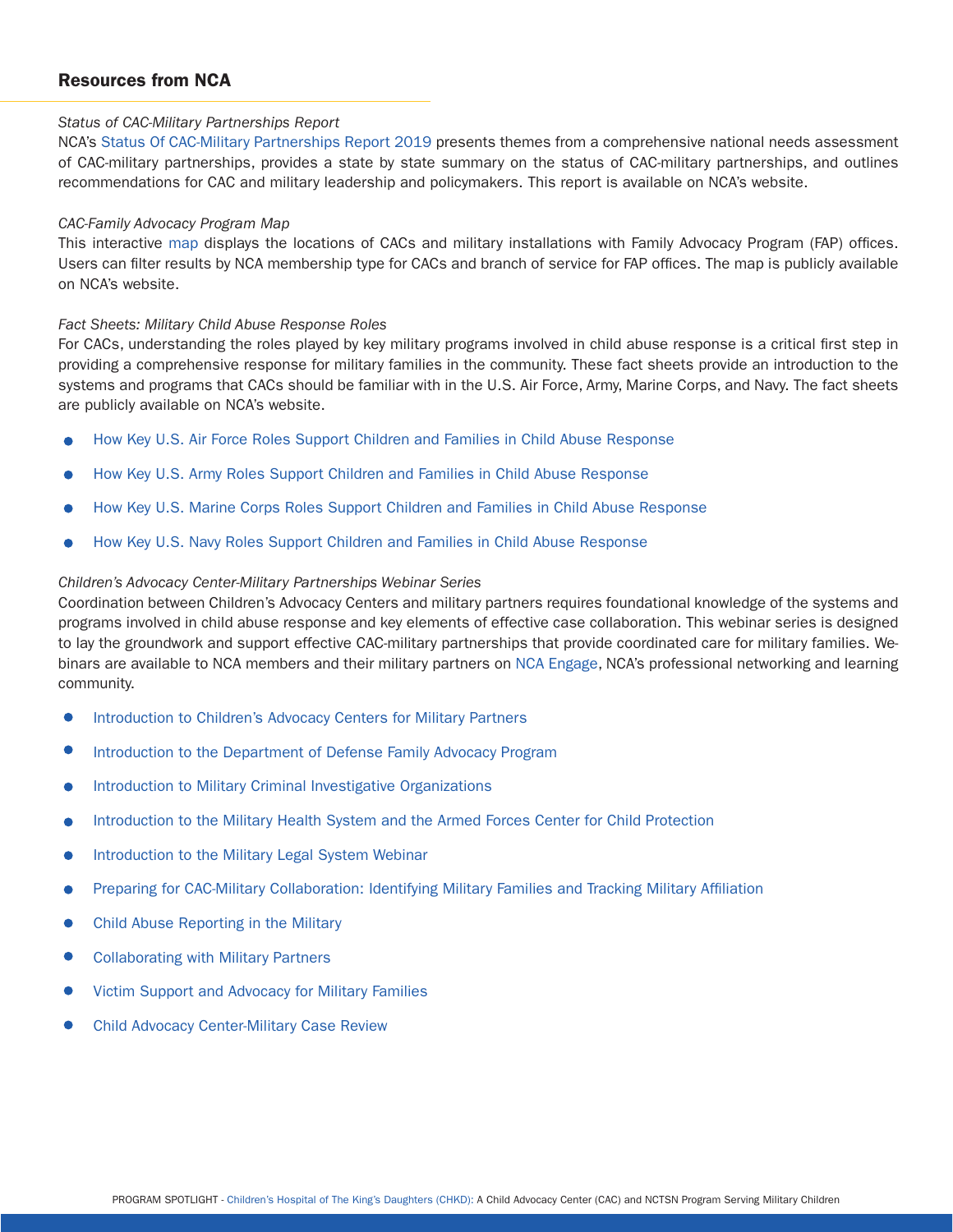## Resources from NCA

*Status of CAC-Military Partnerships Report*

NCA's Status Of CAC-Military Partnerships Report 2019 presents themes from a comprehensive national needs assessment of CAC-military partnerships, provides a state by state summary on the status of CAC-military partnerships, and outlines recommendations for CAC and military leadership and policymakers. This report is available on NCA's website.

*CAC-Family Advocacy Program Map*

This interactive map displays the locations of CACs and military installations with Family Advocacy Program (FAP) offices. Users can filter results by NCA membership type for CACs and branch of service for FAP offices. The map is publicly available on NCA's website.

*Fact Sheets: Military Child Abuse Response Roles*

For CACs, understanding the roles played by key military programs involved in child abuse response is a critical first step in providing a comprehensive response for military families in the community. These fact sheets provide an introduction to the systems and programs that CACs should be familiar with in the U.S. Air Force, Army, Marine Corps, and Navy. The fact sheets are publicly available on NCA's website.

- How Key U.S. Air Force Roles Support Children and Families in Child Abuse Response
- How Key U.S. Army Roles Support Children and Families in Child Abuse Response
- How Key U.S. Marine Corps Roles Support Children and Families in Child Abuse Response
- How Key U.S. Navy Roles Support Children and Families in Child Abuse Response

*Children's Advocacy Center-Military Partnerships Webinar Series*

Coordination between Children's Advocacy Centers and military partners requires foundational knowledge of the systems and programs involved in child abuse response and key elements of effective case collaboration. This webinar series is designed to lay the groundwork and support effective CAC-military partnerships that provide coordinated care for military families. Webinars are available to NCA members and their military partners on NCA Engage, NCA's professional networking and learning community.

- Introduction to Children's Advocacy Centers for Military Partners
- Introduction to the Department of Defense Family Advocacy Program
- Introduction to Military Criminal Investigative Organizations
- Introduction to the Military Health System and the Armed Forces Center for Child Protection
- Introduction to the Military Legal System Webinar
- Preparing for CAC-Military Collaboration: Identifying Military Families and Tracking Military Affiliation
- Child Abuse Reporting in the Military
- Collaborating with Military Partners
- Victim Support and Advocacy for Military Families
- Child Advocacy Center-Military Case Review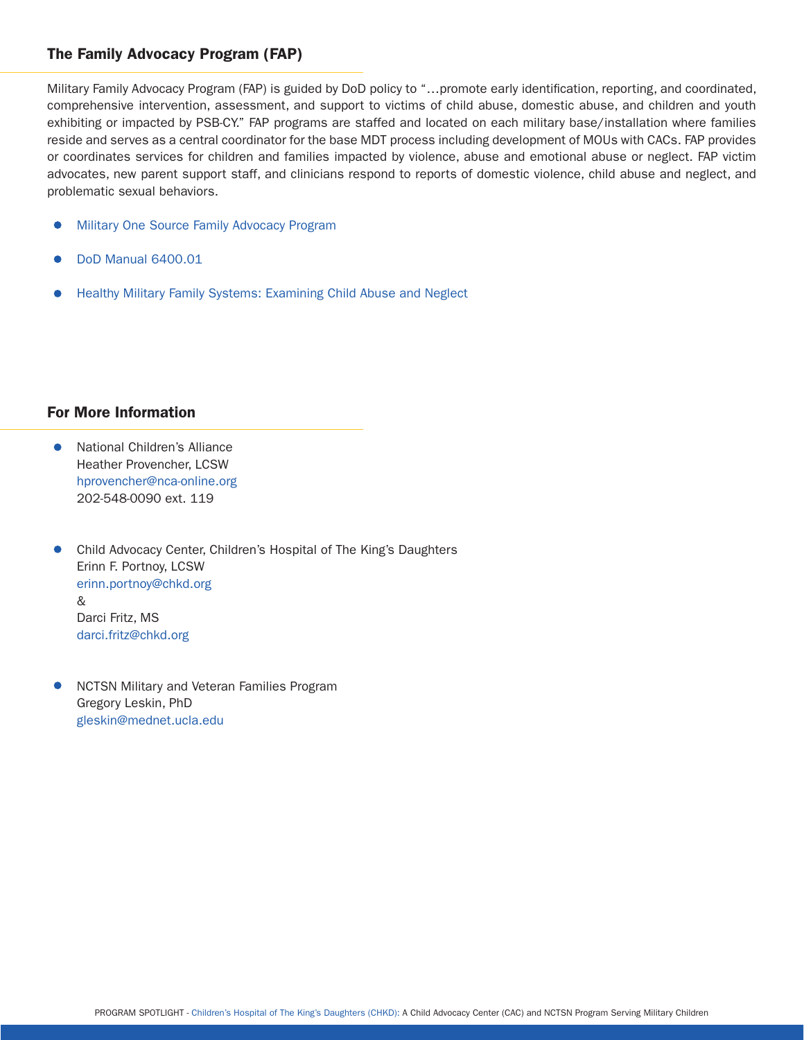## The Family Advocacy Program (FAP)

Military Family Advocacy Program (FAP) is guided by DoD policy to "…promote early identification, reporting, and coordinated, comprehensive intervention, assessment, and support to victims of child abuse, domestic abuse, and children and youth exhibiting or impacted by PSB-CY." FAP programs are staffed and located on each military base/installation where families reside and serves as a central coordinator for the base MDT process including development of MOUs with CACs. FAP provides or coordinates services for children and families impacted by violence, abuse and emotional abuse or neglect. FAP victim advocates, new parent support staff, and clinicians respond to reports of domestic violence, child abuse and neglect, and problematic sexual behaviors.

- Military One Source Family Advocacy Program
- DoD Manual 6400.01
- Healthy Military Family Systems: Examining Child Abuse and Neglect

## For More Information

- National Children's Alliance
  Heather Provencher, LCSW
  hprovencher@nca-online.org
  202-548-0090 ext. 119

- Child Advocacy Center, Children's Hospital of The King's Daughters
  Erinn F. Portnoy, LCSW
  erinn.portnoy@chkd.org
  &
  Darci Fritz, MS
  darci.fritz@chkd.org

- NCTSN Military and Veteran Families Program
  Gregory Leskin, PhD
  gleskin@mednet.ucla.edu